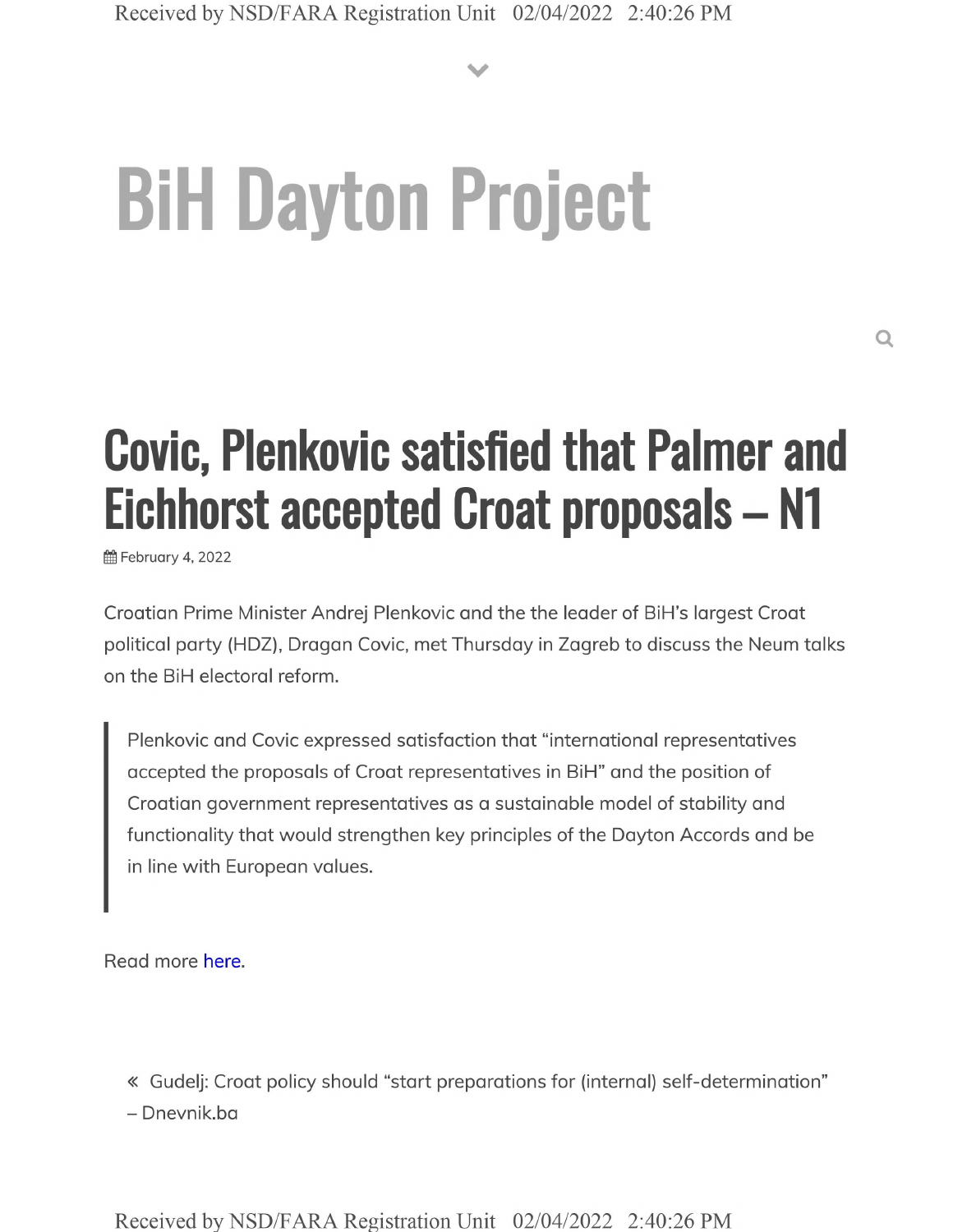# BiH Dayton Project

## Covic, Plenkovic satisfied that Palmer and Eichhorst accepted Croat proposals – N1

February 4, 2022

Croatian Prime Minister Andrej Plenkovic and the the leader of BiH's largest Croat political party (HDZ), Dragan Covic, met Thursday in Zagreb to discuss the Neum talks on the BiH electoral reform.

> Plenkovic and Covic expressed satisfaction that "international representatives accepted the proposals of Croat representatives in BiH" and the position of Croatian government representatives as a sustainable model of stability and functionality that would strengthen key principles of the Dayton Accords and be in line with European values.

Read more here.

« Gudelj: Croat policy should "start preparations for (internal) self-determination" – Dnevnik.ba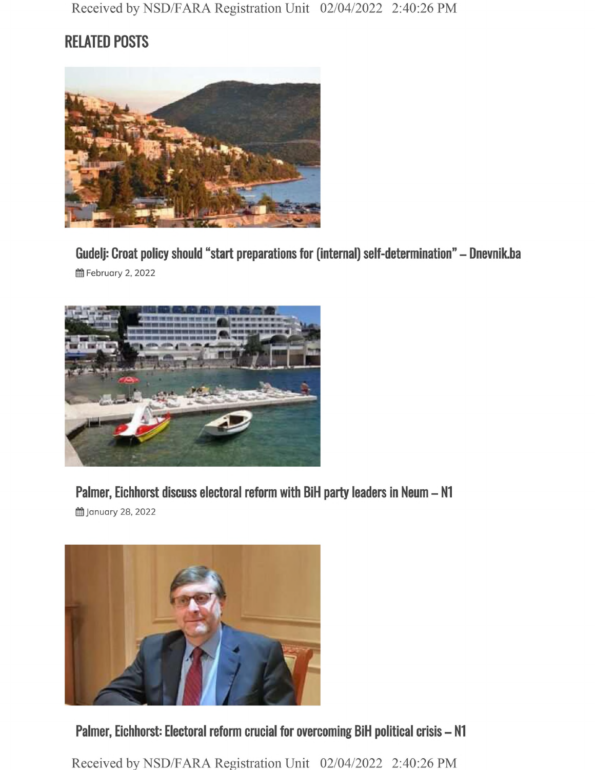## RELATED POSTS

### Gudelj: Croat policy should "start preparations for (internal) self-determination" – Dnevnik.ba

February 2, 2022

### Palmer, Eichhorst discuss electoral reform with BiH party leaders in Neum – N1

January 28, 2022

### Palmer, Eichhorst: Electoral reform crucial for overcoming BiH political crisis – N1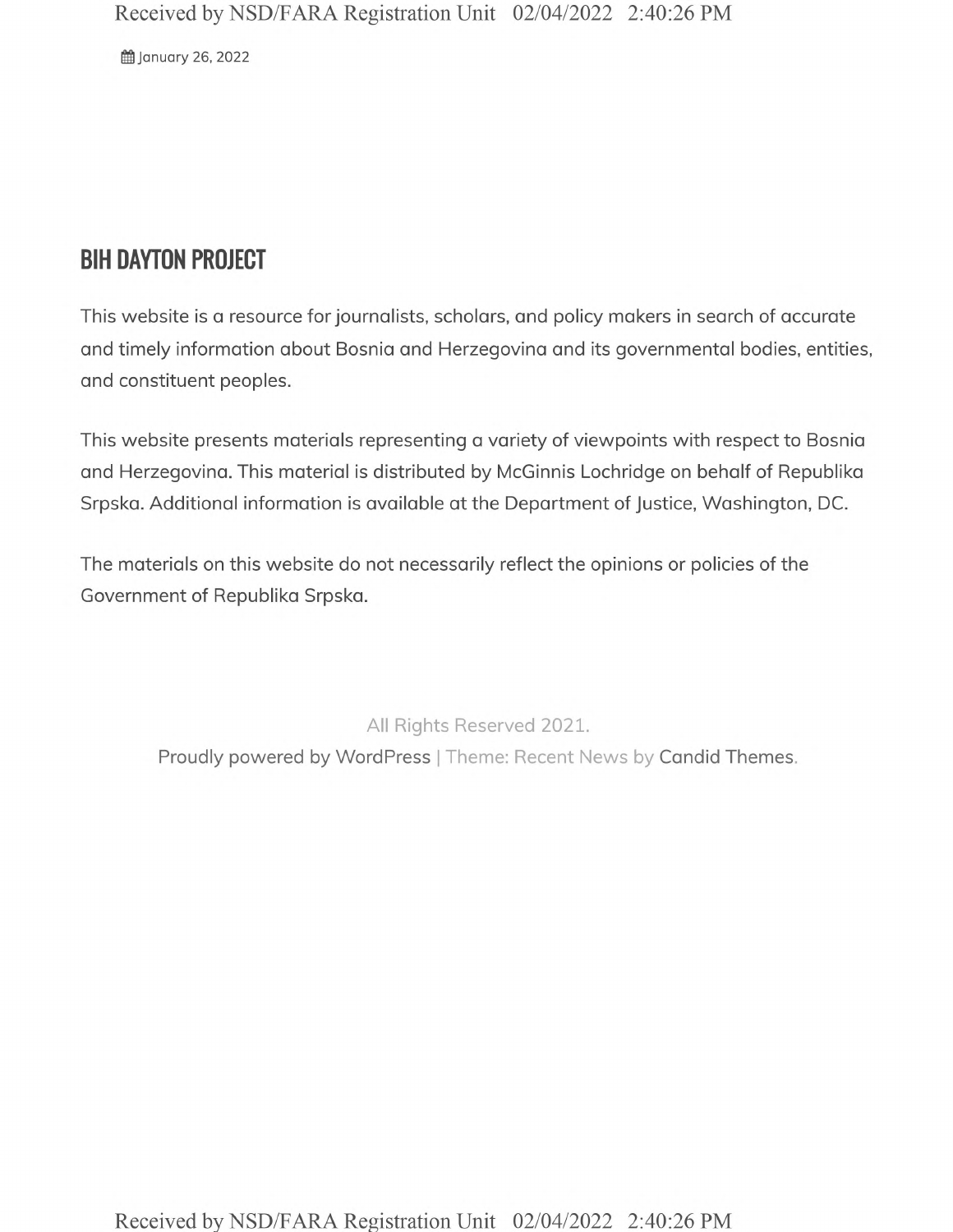📅 January 26, 2022

## BIH DAYTON PROJECT

This website is a resource for journalists, scholars, and policy makers in search of accurate and timely information about Bosnia and Herzegovina and its governmental bodies, entities, and constituent peoples.

This website presents materials representing a variety of viewpoints with respect to Bosnia and Herzegovina. This material is distributed by McGinnis Lochridge on behalf of Republika Srpska. Additional information is available at the Department of Justice, Washington, DC.

The materials on this website do not necessarily reflect the opinions or policies of the Government of Republika Srpska.

All Rights Reserved 2021.

Proudly powered by WordPress | Theme: Recent News by Candid Themes.